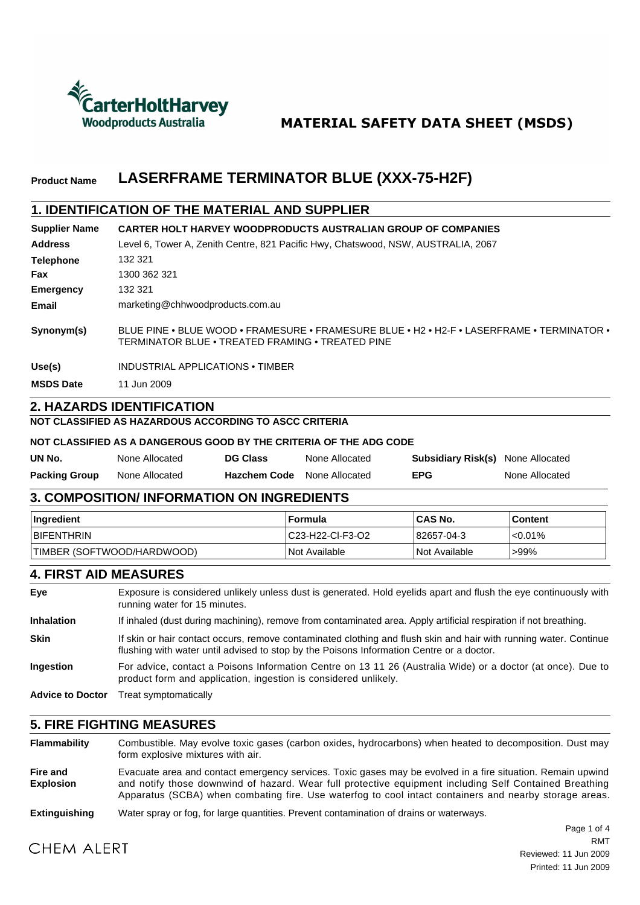CarterHoltHarvey
Woodproducts Australia

# MATERIAL SAFETY DATA SHEET (MSDS)

**Product Name** **LASERFRAME TERMINATOR BLUE (XXX-75-H2F)**

## 1. IDENTIFICATION OF THE MATERIAL AND SUPPLIER

**Supplier Name** **CARTER HOLT HARVEY WOODPRODUCTS AUSTRALIAN GROUP OF COMPANIES**

**Address** Level 6, Tower A, Zenith Centre, 821 Pacific Hwy, Chatswood, NSW, AUSTRALIA, 2067

**Telephone** 132 321

**Fax** 1300 362 321

**Emergency** 132 321

**Email** marketing@chhwoodproducts.com.au

**Synonym(s)** BLUE PINE • BLUE WOOD • FRAMESURE • FRAMESURE BLUE • H2 • H2-F • LASERFRAME • TERMINATOR • TERMINATOR BLUE • TREATED FRAMING • TREATED PINE

**Use(s)** INDUSTRIAL APPLICATIONS • TIMBER

**MSDS Date** 11 Jun 2009

## 2. HAZARDS IDENTIFICATION

**NOT CLASSIFIED AS HAZARDOUS ACCORDING TO ASCC CRITERIA**

**NOT CLASSIFIED AS A DANGEROUS GOOD BY THE CRITERIA OF THE ADG CODE**

| | | | | | |
|---|---|---|---|---|---|
| **UN No.** | None Allocated | **DG Class** | None Allocated | **Subsidiary Risk(s)** | None Allocated |
| **Packing Group** | None Allocated | **Hazchem Code** | None Allocated | **EPG** | None Allocated |

## 3. COMPOSITION/ INFORMATION ON INGREDIENTS

| Ingredient | Formula | CAS No. | Content |
|---|---|---|---|
| BIFENTHRIN | C23-H22-Cl-F3-O2 | 82657-04-3 | <0.01% |
| TIMBER (SOFTWOOD/HARDWOOD) | Not Available | Not Available | >99% |

## 4. FIRST AID MEASURES

**Eye** Exposure is considered unlikely unless dust is generated. Hold eyelids apart and flush the eye continuously with running water for 15 minutes.

**Inhalation** If inhaled (dust during machining), remove from contaminated area. Apply artificial respiration if not breathing.

**Skin** If skin or hair contact occurs, remove contaminated clothing and flush skin and hair with running water. Continue flushing with water until advised to stop by the Poisons Information Centre or a doctor.

**Ingestion** For advice, contact a Poisons Information Centre on 13 11 26 (Australia Wide) or a doctor (at once). Due to product form and application, ingestion is considered unlikely.

**Advice to Doctor** Treat symptomatically

## 5. FIRE FIGHTING MEASURES

**Flammability** Combustible. May evolve toxic gases (carbon oxides, hydrocarbons) when heated to decomposition. Dust may form explosive mixtures with air.

**Fire and Explosion** Evacuate area and contact emergency services. Toxic gases may be evolved in a fire situation. Remain upwind and notify those downwind of hazard. Wear full protective equipment including Self Contained Breathing Apparatus (SCBA) when combating fire. Use waterfog to cool intact containers and nearby storage areas.

**Extinguishing** Water spray or fog, for large quantities. Prevent contamination of drains or waterways.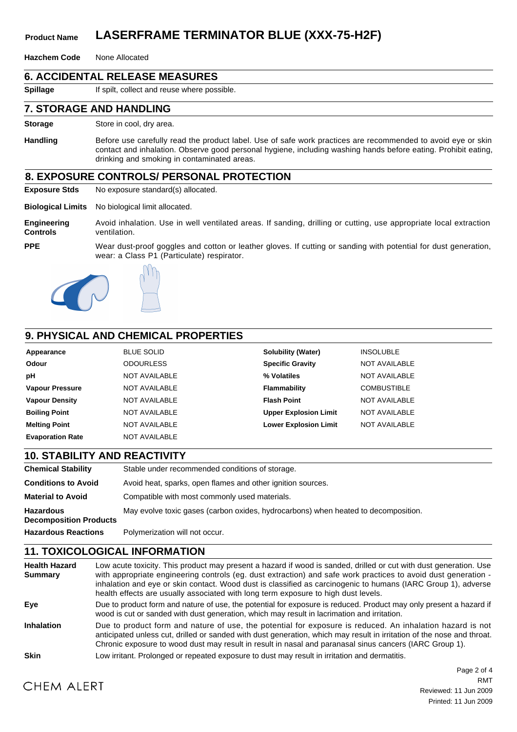**Product Name** **LASERFRAME TERMINATOR BLUE (XXX-75-H2F)**

**Hazchem Code** None Allocated

## 6. ACCIDENTAL RELEASE MEASURES

**Spillage** If spilt, collect and reuse where possible.

## 7. STORAGE AND HANDLING

**Storage** Store in cool, dry area.

**Handling** Before use carefully read the product label. Use of safe work practices are recommended to avoid eye or skin contact and inhalation. Observe good personal hygiene, including washing hands before eating. Prohibit eating, drinking and smoking in contaminated areas.

## 8. EXPOSURE CONTROLS/ PERSONAL PROTECTION

**Exposure Stds** No exposure standard(s) allocated.

**Biological Limits** No biological limit allocated.

**Engineering Controls** Avoid inhalation. Use in well ventilated areas. If sanding, drilling or cutting, use appropriate local extraction ventilation.

**PPE** Wear dust-proof goggles and cotton or leather gloves. If cutting or sanding with potential for dust generation, wear: a Class P1 (Particulate) respirator.

## 9. PHYSICAL AND CHEMICAL PROPERTIES

| Property | Value | Property | Value |
|---|---|---|---|
| **Appearance** | BLUE SOLID | **Solubility (Water)** | INSOLUBLE |
| **Odour** | ODOURLESS | **Specific Gravity** | NOT AVAILABLE |
| **pH** | NOT AVAILABLE | **% Volatiles** | NOT AVAILABLE |
| **Vapour Pressure** | NOT AVAILABLE | **Flammability** | COMBUSTIBLE |
| **Vapour Density** | NOT AVAILABLE | **Flash Point** | NOT AVAILABLE |
| **Boiling Point** | NOT AVAILABLE | **Upper Explosion Limit** | NOT AVAILABLE |
| **Melting Point** | NOT AVAILABLE | **Lower Explosion Limit** | NOT AVAILABLE |
| **Evaporation Rate** | NOT AVAILABLE | | |

## 10. STABILITY AND REACTIVITY

**Chemical Stability** Stable under recommended conditions of storage.

**Conditions to Avoid** Avoid heat, sparks, open flames and other ignition sources.

**Material to Avoid** Compatible with most commonly used materials.

**Hazardous Decomposition Products** May evolve toxic gases (carbon oxides, hydrocarbons) when heated to decomposition.

**Hazardous Reactions** Polymerization will not occur.

## 11. TOXICOLOGICAL INFORMATION

**Health Hazard Summary** Low acute toxicity. This product may present a hazard if wood is sanded, drilled or cut with dust generation. Use with appropriate engineering controls (eg. dust extraction) and safe work practices to avoid dust generation - inhalation and eye or skin contact. Wood dust is classified as carcinogenic to humans (IARC Group 1), adverse health effects are usually associated with long term exposure to high dust levels.

**Eye** Due to product form and nature of use, the potential for exposure is reduced. Product may only present a hazard if wood is cut or sanded with dust generation, which may result in lacrimation and irritation.

**Inhalation** Due to product form and nature of use, the potential for exposure is reduced. An inhalation hazard is not anticipated unless cut, drilled or sanded with dust generation, which may result in irritation of the nose and throat. Chronic exposure to wood dust may result in result in nasal and paranasal sinus cancers (IARC Group 1).

**Skin** Low irritant. Prolonged or repeated exposure to dust may result in irritation and dermatitis.

RMT
Reviewed: 11 Jun 2009
Printed: 11 Jun 2009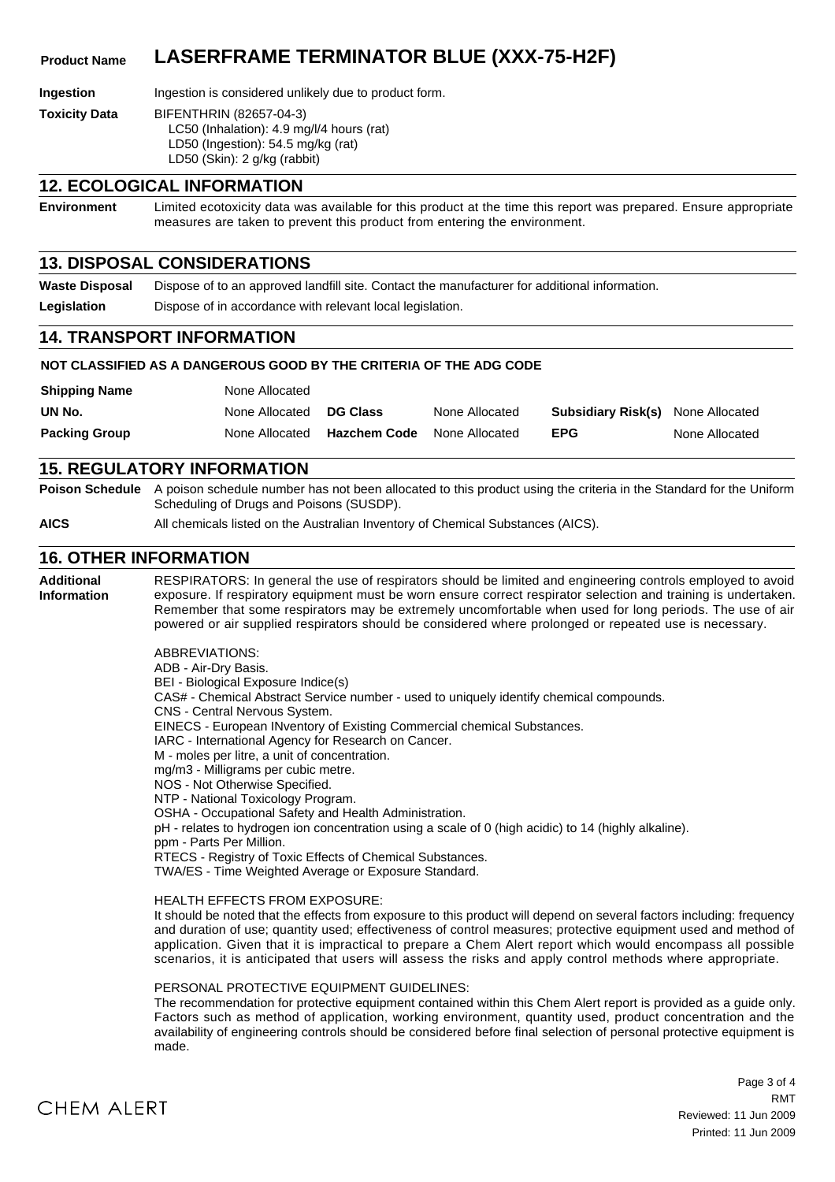**Product Name** **LASERFRAME TERMINATOR BLUE (XXX-75-H2F)**

**Ingestion** Ingestion is considered unlikely due to product form.

**Toxicity Data** BIFENTHRIN (82657-04-3)
LC50 (Inhalation): 4.9 mg/l/4 hours (rat)
LD50 (Ingestion): 54.5 mg/kg (rat)
LD50 (Skin): 2 g/kg (rabbit)

## 12. ECOLOGICAL INFORMATION

**Environment** Limited ecotoxicity data was available for this product at the time this report was prepared. Ensure appropriate measures are taken to prevent this product from entering the environment.

## 13. DISPOSAL CONSIDERATIONS

**Waste Disposal** Dispose of to an approved landfill site. Contact the manufacturer for additional information.

**Legislation** Dispose of in accordance with relevant local legislation.

## 14. TRANSPORT INFORMATION

**NOT CLASSIFIED AS A DANGEROUS GOOD BY THE CRITERIA OF THE ADG CODE**

| | | | | | |
|---|---|---|---|---|---|
| **Shipping Name** | None Allocated | | | | |
| **UN No.** | None Allocated | **DG Class** | None Allocated | **Subsidiary Risk(s)** | None Allocated |
| **Packing Group** | None Allocated | **Hazchem Code** | None Allocated | **EPG** | None Allocated |

## 15. REGULATORY INFORMATION

**Poison Schedule** A poison schedule number has not been allocated to this product using the criteria in the Standard for the Uniform Scheduling of Drugs and Poisons (SUSDP).

**AICS** All chemicals listed on the Australian Inventory of Chemical Substances (AICS).

## 16. OTHER INFORMATION

**Additional Information**

RESPIRATORS: In general the use of respirators should be limited and engineering controls employed to avoid exposure. If respiratory equipment must be worn ensure correct respirator selection and training is undertaken. Remember that some respirators may be extremely uncomfortable when used for long periods. The use of air powered or air supplied respirators should be considered where prolonged or repeated use is necessary.

ABBREVIATIONS:
ADB - Air-Dry Basis.
BEI - Biological Exposure Indice(s)
CAS# - Chemical Abstract Service number - used to uniquely identify chemical compounds.
CNS - Central Nervous System.
EINECS - European INventory of Existing Commercial chemical Substances.
IARC - International Agency for Research on Cancer.
M - moles per litre, a unit of concentration.
mg/m3 - Milligrams per cubic metre.
NOS - Not Otherwise Specified.
NTP - National Toxicology Program.
OSHA - Occupational Safety and Health Administration.
pH - relates to hydrogen ion concentration using a scale of 0 (high acidic) to 14 (highly alkaline).
ppm - Parts Per Million.
RTECS - Registry of Toxic Effects of Chemical Substances.
TWA/ES - Time Weighted Average or Exposure Standard.

HEALTH EFFECTS FROM EXPOSURE:
It should be noted that the effects from exposure to this product will depend on several factors including: frequency and duration of use; quantity used; effectiveness of control measures; protective equipment used and method of application. Given that it is impractical to prepare a Chem Alert report which would encompass all possible scenarios, it is anticipated that users will assess the risks and apply control methods where appropriate.

PERSONAL PROTECTIVE EQUIPMENT GUIDELINES:
The recommendation for protective equipment contained within this Chem Alert report is provided as a guide only. Factors such as method of application, working environment, quantity used, product concentration and the availability of engineering controls should be considered before final selection of personal protective equipment is made.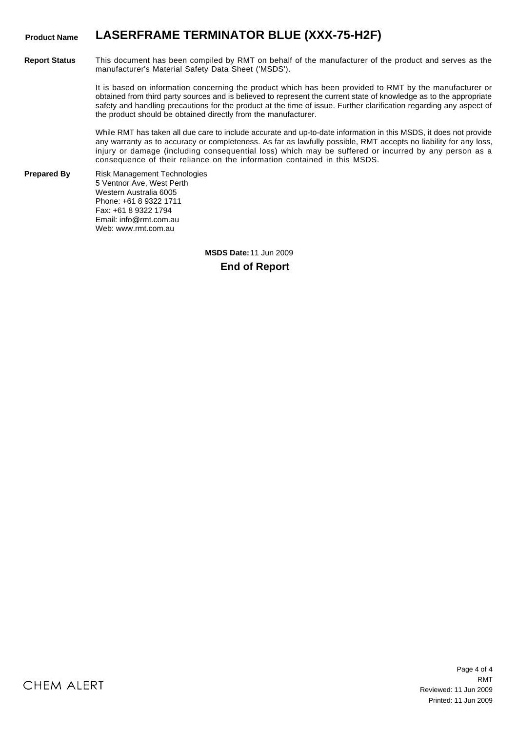**Product Name** **LASERFRAME TERMINATOR BLUE (XXX-75-H2F)**

**Report Status**

This document has been compiled by RMT on behalf of the manufacturer of the product and serves as the manufacturer's Material Safety Data Sheet ('MSDS').

It is based on information concerning the product which has been provided to RMT by the manufacturer or obtained from third party sources and is believed to represent the current state of knowledge as to the appropriate safety and handling precautions for the product at the time of issue. Further clarification regarding any aspect of the product should be obtained directly from the manufacturer.

While RMT has taken all due care to include accurate and up-to-date information in this MSDS, it does not provide any warranty as to accuracy or completeness. As far as lawfully possible, RMT accepts no liability for any loss, injury or damage (including consequential loss) which may be suffered or incurred by any person as a consequence of their reliance on the information contained in this MSDS.

**Prepared By**

Risk Management Technologies
5 Ventnor Ave, West Perth
Western Australia 6005
Phone: +61 8 9322 1711
Fax: +61 8 9322 1794
Email: info@rmt.com.au
Web: www.rmt.com.au

**MSDS Date:** 11 Jun 2009

**End of Report**

CHEM ALERT

RMT
Reviewed: 11 Jun 2009
Printed: 11 Jun 2009